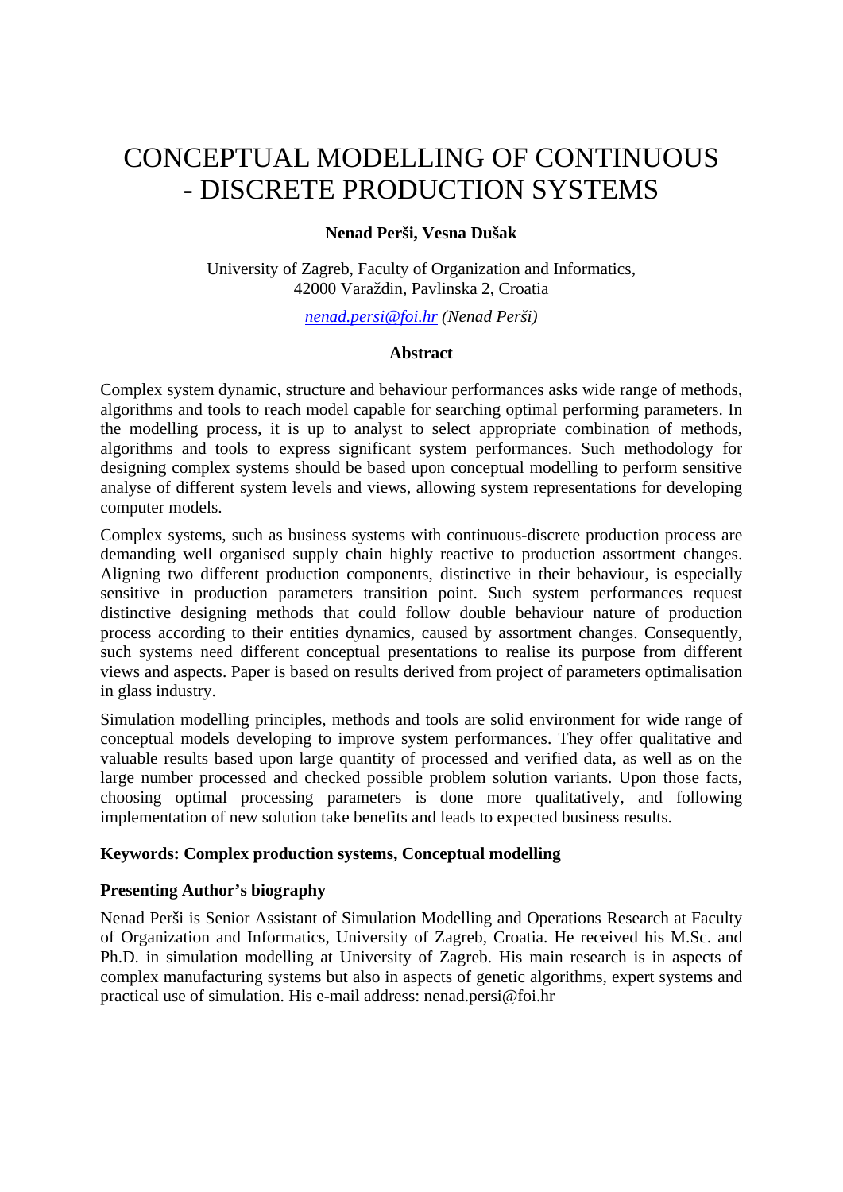# CONCEPTUAL MODELLING OF CONTINUOUS - DISCRETE PRODUCTION SYSTEMS

**Nenad Perši, Vesna Dušak**

University of Zagreb, Faculty of Organization and Informatics,
42000 Varaždin, Pavlinska 2, Croatia

nenad.persi@foi.hr *(Nenad Perši)*

### Abstract

Complex system dynamic, structure and behaviour performances asks wide range of methods, algorithms and tools to reach model capable for searching optimal performing parameters. In the modelling process, it is up to analyst to select appropriate combination of methods, algorithms and tools to express significant system performances. Such methodology for designing complex systems should be based upon conceptual modelling to perform sensitive analyse of different system levels and views, allowing system representations for developing computer models.

Complex systems, such as business systems with continuous-discrete production process are demanding well organised supply chain highly reactive to production assortment changes. Aligning two different production components, distinctive in their behaviour, is especially sensitive in production parameters transition point. Such system performances request distinctive designing methods that could follow double behaviour nature of production process according to their entities dynamics, caused by assortment changes. Consequently, such systems need different conceptual presentations to realise its purpose from different views and aspects. Paper is based on results derived from project of parameters optimalisation in glass industry.

Simulation modelling principles, methods and tools are solid environment for wide range of conceptual models developing to improve system performances. They offer qualitative and valuable results based upon large quantity of processed and verified data, as well as on the large number processed and checked possible problem solution variants. Upon those facts, choosing optimal processing parameters is done more qualitatively, and following implementation of new solution take benefits and leads to expected business results.

**Keywords: Complex production systems, Conceptual modelling**

**Presenting Author's biography**

Nenad Perši is Senior Assistant of Simulation Modelling and Operations Research at Faculty of Organization and Informatics, University of Zagreb, Croatia. He received his M.Sc. and Ph.D. in simulation modelling at University of Zagreb. His main research is in aspects of complex manufacturing systems but also in aspects of genetic algorithms, expert systems and practical use of simulation. His e-mail address: nenad.persi@foi.hr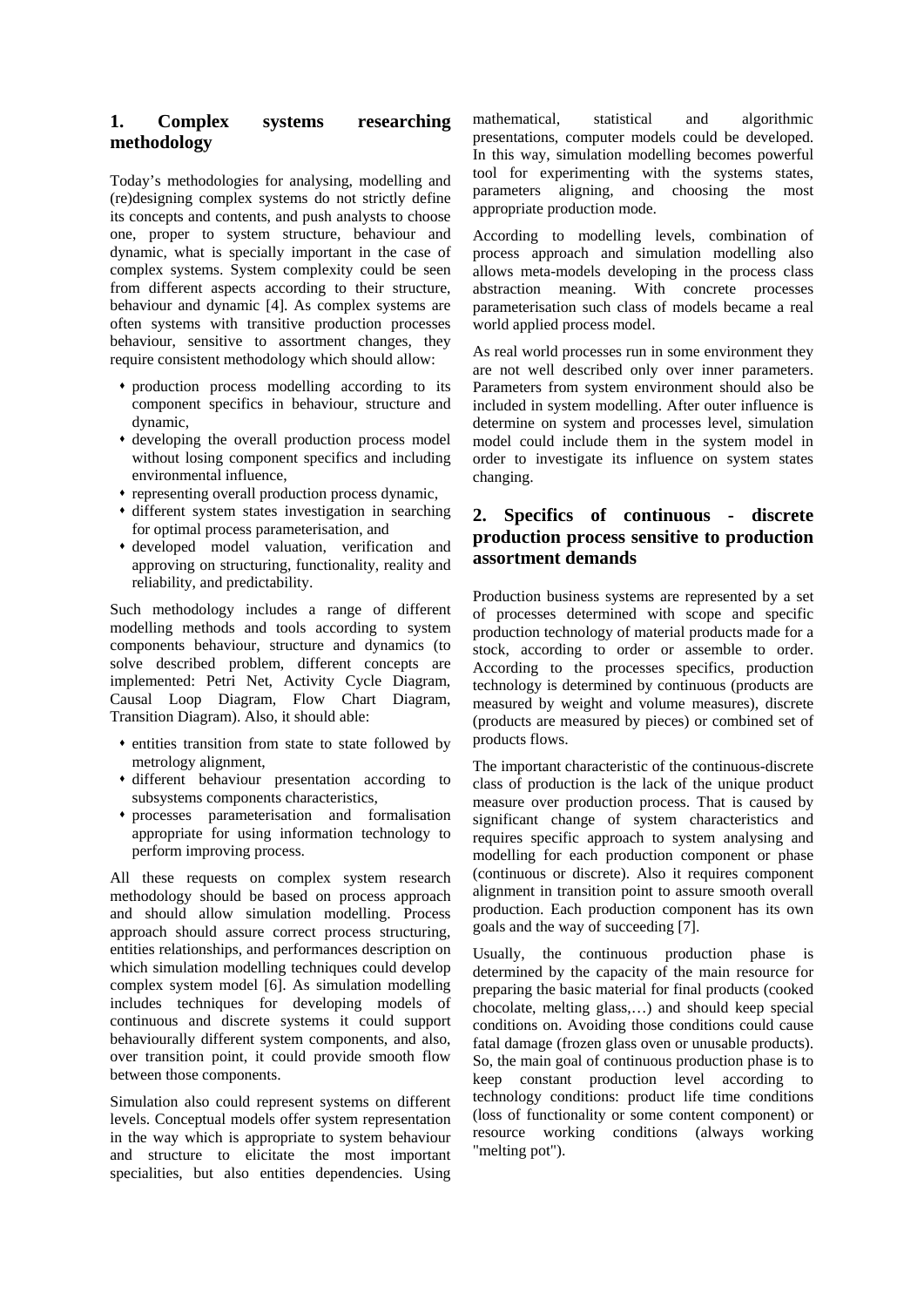## 1. Complex systems researching methodology

Today's methodologies for analysing, modelling and (re)designing complex systems do not strictly define its concepts and contents, and push analysts to choose one, proper to system structure, behaviour and dynamic, what is specially important in the case of complex systems. System complexity could be seen from different aspects according to their structure, behaviour and dynamic [4]. As complex systems are often systems with transitive production processes behaviour, sensitive to assortment changes, they require consistent methodology which should allow:

- production process modelling according to its component specifics in behaviour, structure and dynamic,
- developing the overall production process model without losing component specifics and including environmental influence,
- representing overall production process dynamic,
- different system states investigation in searching for optimal process parameterisation, and
- developed model valuation, verification and approving on structuring, functionality, reality and reliability, and predictability.

Such methodology includes a range of different modelling methods and tools according to system components behaviour, structure and dynamics (to solve described problem, different concepts are implemented: Petri Net, Activity Cycle Diagram, Causal Loop Diagram, Flow Chart Diagram, Transition Diagram). Also, it should able:

- entities transition from state to state followed by metrology alignment,
- different behaviour presentation according to subsystems components characteristics,
- processes parameterisation and formalisation appropriate for using information technology to perform improving process.

All these requests on complex system research methodology should be based on process approach and should allow simulation modelling. Process approach should assure correct process structuring, entities relationships, and performances description on which simulation modelling techniques could develop complex system model [6]. As simulation modelling includes techniques for developing models of continuous and discrete systems it could support behaviourally different system components, and also, over transition point, it could provide smooth flow between those components.

Simulation also could represent systems on different levels. Conceptual models offer system representation in the way which is appropriate to system behaviour and structure to elicitate the most important specialities, but also entities dependencies. Using mathematical, statistical and algorithmic presentations, computer models could be developed. In this way, simulation modelling becomes powerful tool for experimenting with the systems states, parameters aligning, and choosing the most appropriate production mode.

According to modelling levels, combination of process approach and simulation modelling also allows meta-models developing in the process class abstraction meaning. With concrete processes parameterisation such class of models became a real world applied process model.

As real world processes run in some environment they are not well described only over inner parameters. Parameters from system environment should also be included in system modelling. After outer influence is determine on system and processes level, simulation model could include them in the system model in order to investigate its influence on system states changing.

## 2. Specifics of continuous - discrete production process sensitive to production assortment demands

Production business systems are represented by a set of processes determined with scope and specific production technology of material products made for a stock, according to order or assemble to order. According to the processes specifics, production technology is determined by continuous (products are measured by weight and volume measures), discrete (products are measured by pieces) or combined set of products flows.

The important characteristic of the continuous-discrete class of production is the lack of the unique product measure over production process. That is caused by significant change of system characteristics and requires specific approach to system analysing and modelling for each production component or phase (continuous or discrete). Also it requires component alignment in transition point to assure smooth overall production. Each production component has its own goals and the way of succeeding [7].

Usually, the continuous production phase is determined by the capacity of the main resource for preparing the basic material for final products (cooked chocolate, melting glass,…) and should keep special conditions on. Avoiding those conditions could cause fatal damage (frozen glass oven or unusable products). So, the main goal of continuous production phase is to keep constant production level according to technology conditions: product life time conditions (loss of functionality or some content component) or resource working conditions (always working "melting pot").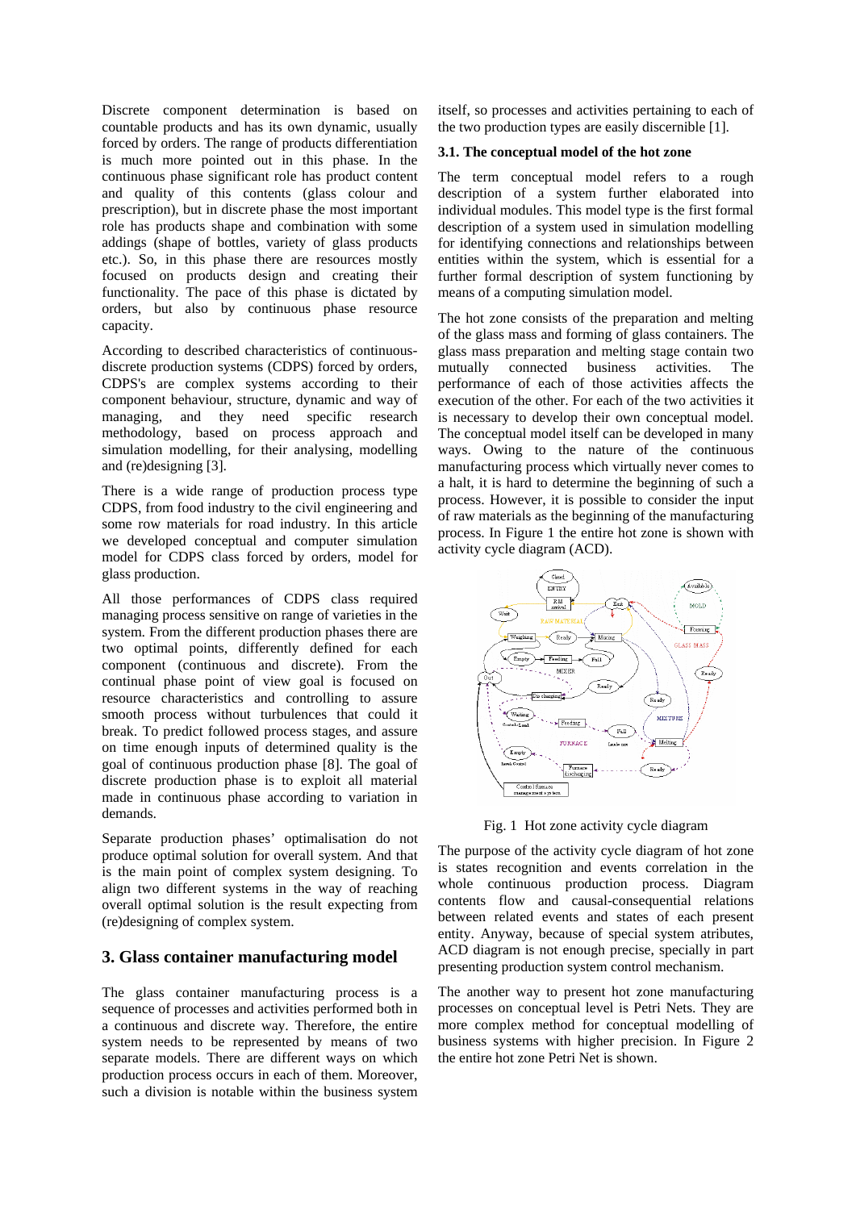Discrete component determination is based on countable products and has its own dynamic, usually forced by orders. The range of products differentiation is much more pointed out in this phase. In the continuous phase significant role has product content and quality of this contents (glass colour and prescription), but in discrete phase the most important role has products shape and combination with some addings (shape of bottles, variety of glass products etc.). So, in this phase there are resources mostly focused on products design and creating their functionality. The pace of this phase is dictated by orders, but also by continuous phase resource capacity.

According to described characteristics of continuous-discrete production systems (CDPS) forced by orders, CDPS's are complex systems according to their component behaviour, structure, dynamic and way of managing, and they need specific research methodology, based on process approach and simulation modelling, for their analysing, modelling and (re)designing [3].

There is a wide range of production process type CDPS, from food industry to the civil engineering and some row materials for road industry. In this article we developed conceptual and computer simulation model for CDPS class forced by orders, model for glass production.

All those performances of CDPS class required managing process sensitive on range of varieties in the system. From the different production phases there are two optimal points, differently defined for each component (continuous and discrete). From the continual phase point of view goal is focused on resource characteristics and controlling to assure smooth process without turbulences that could it break. To predict followed process stages, and assure on time enough inputs of determined quality is the goal of continuous production phase [8]. The goal of discrete production phase is to exploit all material made in continuous phase according to variation in demands.

Separate production phases' optimalisation do not produce optimal solution for overall system. And that is the main point of complex system designing. To align two different systems in the way of reaching overall optimal solution is the result expecting from (re)designing of complex system.

## 3. Glass container manufacturing model

The glass container manufacturing process is a sequence of processes and activities performed both in a continuous and discrete way. Therefore, the entire system needs to be represented by means of two separate models. There are different ways on which production process occurs in each of them. Moreover, such a division is notable within the business system itself, so processes and activities pertaining to each of the two production types are easily discernible [1].

### 3.1. The conceptual model of the hot zone

The term conceptual model refers to a rough description of a system further elaborated into individual modules. This model type is the first formal description of a system used in simulation modelling for identifying connections and relationships between entities within the system, which is essential for a further formal description of system functioning by means of a computing simulation model.

The hot zone consists of the preparation and melting of the glass mass and forming of glass containers. The glass mass preparation and melting stage contain two mutually connected business activities. The performance of each of those activities affects the execution of the other. For each of the two activities it is necessary to develop their own conceptual model. The conceptual model itself can be developed in many ways. Owing to the nature of the continuous manufacturing process which virtually never comes to a halt, it is hard to determine the beginning of such a process. However, it is possible to consider the input of raw materials as the beginning of the manufacturing process. In Figure 1 the entire hot zone is shown with activity cycle diagram (ACD).

Fig. 1 Hot zone activity cycle diagram

The purpose of the activity cycle diagram of hot zone is states recognition and events correlation in the whole continuous production process. Diagram contents flow and causal-consequential relations between related events and states of each present entity. Anyway, because of special system atributes, ACD diagram is not enough precise, specially in part presenting production system control mechanism.

The another way to present hot zone manufacturing processes on conceptual level is Petri Nets. They are more complex method for conceptual modelling of business systems with higher precision. In Figure 2 the entire hot zone Petri Net is shown.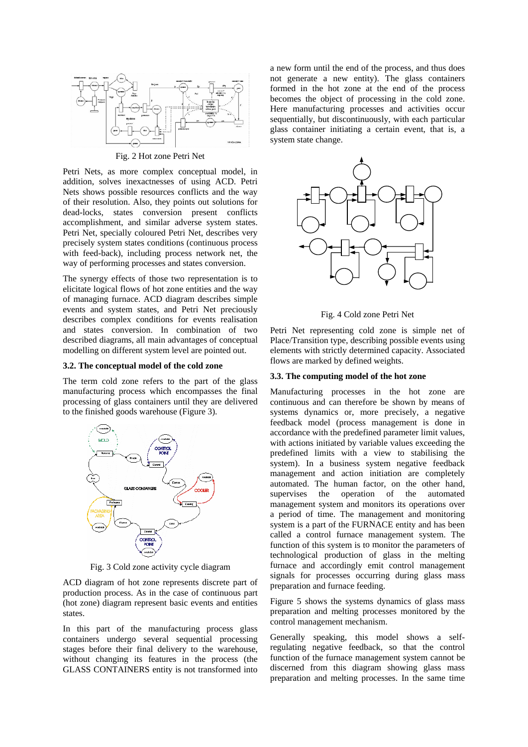Fig. 2 Hot zone Petri Net

Petri Nets, as more complex conceptual model, in addition, solves inexactnesses of using ACD. Petri Nets shows possible resources conflicts and the way of their resolution. Also, they points out solutions for dead-locks, states conversion present conflicts accomplishment, and similar adverse system states. Petri Net, specially coloured Petri Net, describes very precisely system states conditions (continuous process with feed-back), including process network net, the way of performing processes and states conversion.

The synergy effects of those two representation is to elicitate logical flows of hot zone entities and the way of managing furnace. ACD diagram describes simple events and system states, and Petri Net preciously describes complex conditions for events realisation and states conversion. In combination of two described diagrams, all main advantages of conceptual modelling on different system level are pointed out.

### 3.2. The conceptual model of the cold zone

The term cold zone refers to the part of the glass manufacturing process which encompasses the final processing of glass containers until they are delivered to the finished goods warehouse (Figure 3).

Fig. 3 Cold zone activity cycle diagram

ACD diagram of hot zone represents discrete part of production process. As in the case of continuous part (hot zone) diagram represent basic events and entities states.

In this part of the manufacturing process glass containers undergo several sequential processing stages before their final delivery to the warehouse, without changing its features in the process (the GLASS CONTAINERS entity is not transformed into a new form until the end of the process, and thus does not generate a new entity). The glass containers formed in the hot zone at the end of the process becomes the object of processing in the cold zone. Here manufacturing processes and activities occur sequentially, but discontinuously, with each particular glass container initiating a certain event, that is, a system state change.

Fig. 4 Cold zone Petri Net

Petri Net representing cold zone is simple net of Place/Transition type, describing possible events using elements with strictly determined capacity. Associated flows are marked by defined weights.

### 3.3. The computing model of the hot zone

Manufacturing processes in the hot zone are continuous and can therefore be shown by means of systems dynamics or, more precisely, a negative feedback model (process management is done in accordance with the predefined parameter limit values, with actions initiated by variable values exceeding the predefined limits with a view to stabilising the system). In a business system negative feedback management and action initiation are completely automated. The human factor, on the other hand, supervises the operation of the automated management system and monitors its operations over a period of time. The management and monitoring system is a part of the FURNACE entity and has been called a control furnace management system. The function of this system is to monitor the parameters of technological production of glass in the melting furnace and accordingly emit control management signals for processes occurring during glass mass preparation and furnace feeding.

Figure 5 shows the systems dynamics of glass mass preparation and melting processes monitored by the control management mechanism.

Generally speaking, this model shows a self-regulating negative feedback, so that the control function of the furnace management system cannot be discerned from this diagram showing glass mass preparation and melting processes. In the same time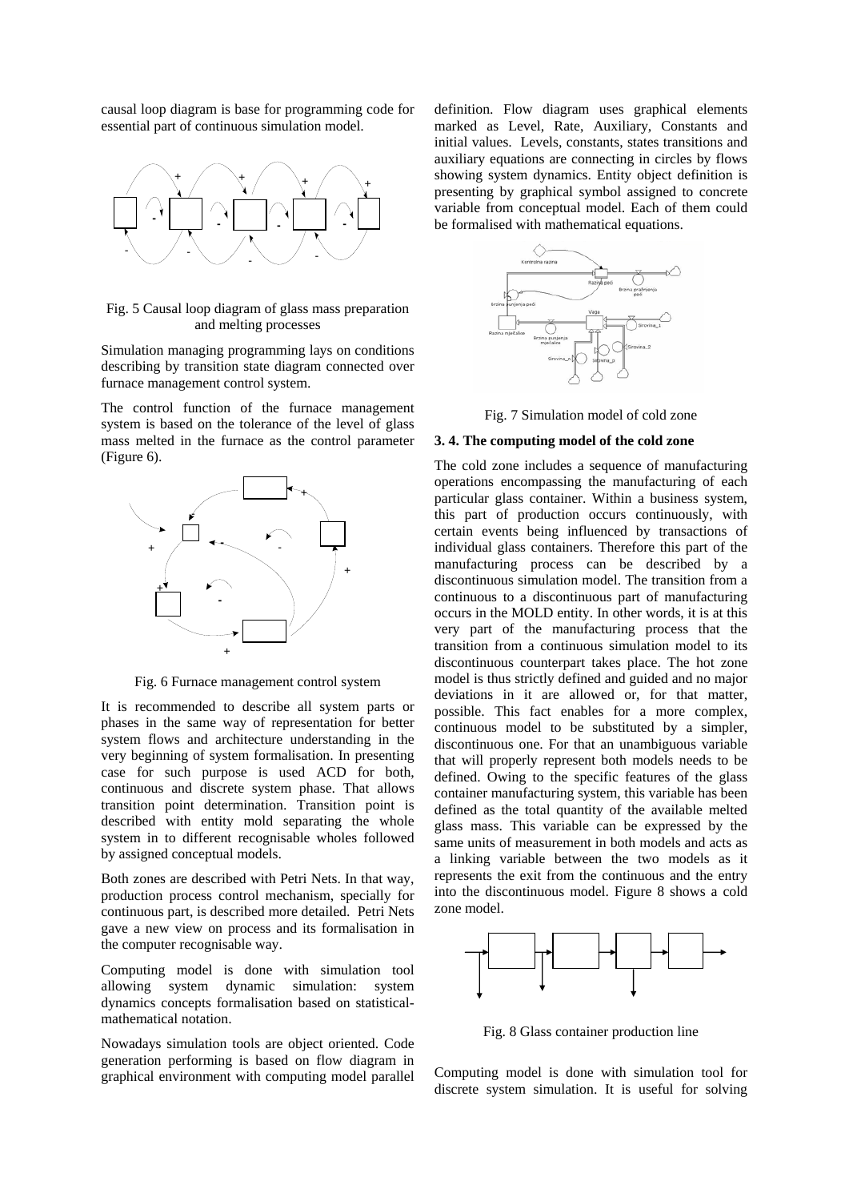causal loop diagram is base for programming code for essential part of continuous simulation model.

Fig. 5 Causal loop diagram of glass mass preparation and melting processes

Simulation managing programming lays on conditions describing by transition state diagram connected over furnace management control system.

The control function of the furnace management system is based on the tolerance of the level of glass mass melted in the furnace as the control parameter (Figure 6).

Fig. 6 Furnace management control system

It is recommended to describe all system parts or phases in the same way of representation for better system flows and architecture understanding in the very beginning of system formalisation. In presenting case for such purpose is used ACD for both, continuous and discrete system phase. That allows transition point determination. Transition point is described with entity mold separating the whole system in to different recognisable wholes followed by assigned conceptual models.

Both zones are described with Petri Nets. In that way, production process control mechanism, specially for continuous part, is described more detailed. Petri Nets gave a new view on process and its formalisation in the computer recognisable way.

Computing model is done with simulation tool allowing system dynamic simulation: system dynamics concepts formalisation based on statistical-mathematical notation.

Nowadays simulation tools are object oriented. Code generation performing is based on flow diagram in graphical environment with computing model parallel definition. Flow diagram uses graphical elements marked as Level, Rate, Auxiliary, Constants and initial values. Levels, constants, states transitions and auxiliary equations are connecting in circles by flows showing system dynamics. Entity object definition is presenting by graphical symbol assigned to concrete variable from conceptual model. Each of them could be formalised with mathematical equations.

Fig. 7 Simulation model of cold zone

### 3. 4. The computing model of the cold zone

The cold zone includes a sequence of manufacturing operations encompassing the manufacturing of each particular glass container. Within a business system, this part of production occurs continuously, with certain events being influenced by transactions of individual glass containers. Therefore this part of the manufacturing process can be described by a discontinuous simulation model. The transition from a continuous to a discontinuous part of manufacturing occurs in the MOLD entity. In other words, it is at this very part of the manufacturing process that the transition from a continuous simulation model to its discontinuous counterpart takes place. The hot zone model is thus strictly defined and guided and no major deviations in it are allowed or, for that matter, possible. This fact enables for a more complex, continuous model to be substituted by a simpler, discontinuous one. For that an unambiguous variable that will properly represent both models needs to be defined. Owing to the specific features of the glass container manufacturing system, this variable has been defined as the total quantity of the available melted glass mass. This variable can be expressed by the same units of measurement in both models and acts as a linking variable between the two models as it represents the exit from the continuous and the entry into the discontinuous model. Figure 8 shows a cold zone model.

Fig. 8 Glass container production line

Computing model is done with simulation tool for discrete system simulation. It is useful for solving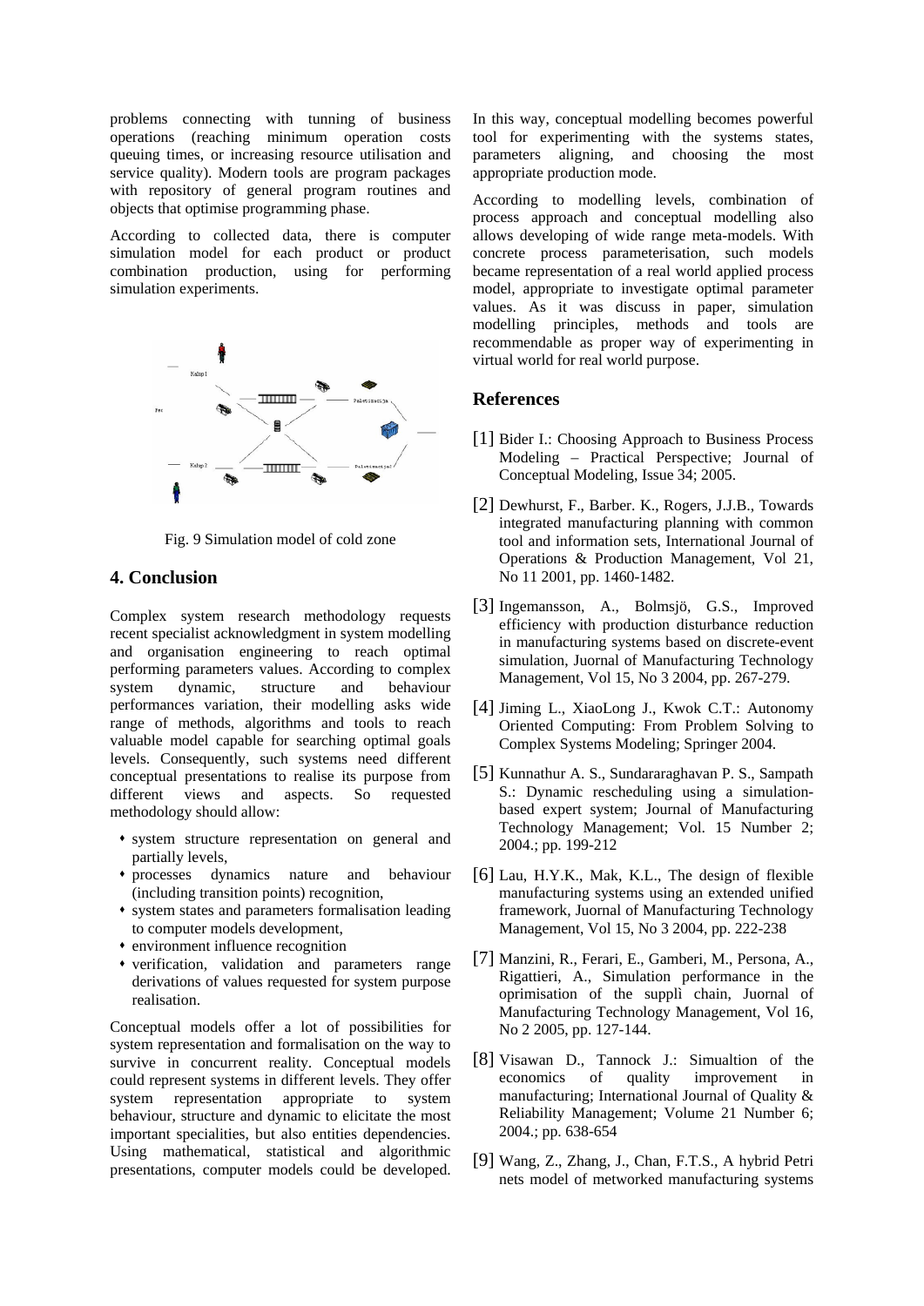problems connecting with tunning of business operations (reaching minimum operation costs queuing times, or increasing resource utilisation and service quality). Modern tools are program packages with repository of general program routines and objects that optimise programming phase.

According to collected data, there is computer simulation model for each product or product combination production, using for performing simulation experiments.

Fig. 9 Simulation model of cold zone

## 4. Conclusion

Complex system research methodology requests recent specialist acknowledgment in system modelling and organisation engineering to reach optimal performing parameters values. According to complex system dynamic, structure and behaviour performances variation, their modelling asks wide range of methods, algorithms and tools to reach valuable model capable for searching optimal goals levels. Consequently, such systems need different conceptual presentations to realise its purpose from different views and aspects. So requested methodology should allow:

- system structure representation on general and partially levels,
- processes dynamics nature and behaviour (including transition points) recognition,
- system states and parameters formalisation leading to computer models development,
- environment influence recognition
- verification, validation and parameters range derivations of values requested for system purpose realisation.

Conceptual models offer a lot of possibilities for system representation and formalisation on the way to survive in concurrent reality. Conceptual models could represent systems in different levels. They offer system representation appropriate to system behaviour, structure and dynamic to elicitate the most important specialities, but also entities dependencies. Using mathematical, statistical and algorithmic presentations, computer models could be developed. In this way, conceptual modelling becomes powerful tool for experimenting with the systems states, parameters aligning, and choosing the most appropriate production mode.

According to modelling levels, combination of process approach and conceptual modelling also allows developing of wide range meta-models. With concrete process parameterisation, such models became representation of a real world applied process model, appropriate to investigate optimal parameter values. As it was discuss in paper, simulation modelling principles, methods and tools are recommendable as proper way of experimenting in virtual world for real world purpose.

## References

[1] Bider I.: Choosing Approach to Business Process Modeling – Practical Perspective; Journal of Conceptual Modeling, Issue 34; 2005.

[2] Dewhurst, F., Barber. K., Rogers, J.J.B., Towards integrated manufacturing planning with common tool and information sets, International Journal of Operations & Production Management, Vol 21, No 11 2001, pp. 1460-1482.

[3] Ingemansson, A., Bolmsjö, G.S., Improved efficiency with production disturbance reduction in manufacturing systems based on discrete-event simulation, Juornal of Manufacturing Technology Management, Vol 15, No 3 2004, pp. 267-279.

[4] Jiming L., XiaoLong J., Kwok C.T.: Autonomy Oriented Computing: From Problem Solving to Complex Systems Modeling; Springer 2004.

[5] Kunnathur A. S., Sundararaghavan P. S., Sampath S.: Dynamic rescheduling using a simulation-based expert system; Journal of Manufacturing Technology Management; Vol. 15 Number 2; 2004.; pp. 199-212

[6] Lau, H.Y.K., Mak, K.L., The design of flexible manufacturing systems using an extended unified framework, Juornal of Manufacturing Technology Management, Vol 15, No 3 2004, pp. 222-238

[7] Manzini, R., Ferari, E., Gamberi, M., Persona, A., Rigattieri, A., Simulation performance in the oprimisation of the supplì chain, Juornal of Manufacturing Technology Management, Vol 16, No 2 2005, pp. 127-144.

[8] Visawan D., Tannock J.: Simualtion of the economics of quality improvement in manufacturing; International Journal of Quality & Reliability Management; Volume 21 Number 6; 2004.; pp. 638-654

[9] Wang, Z., Zhang, J., Chan, F.T.S., A hybrid Petri nets model of metworked manufacturing systems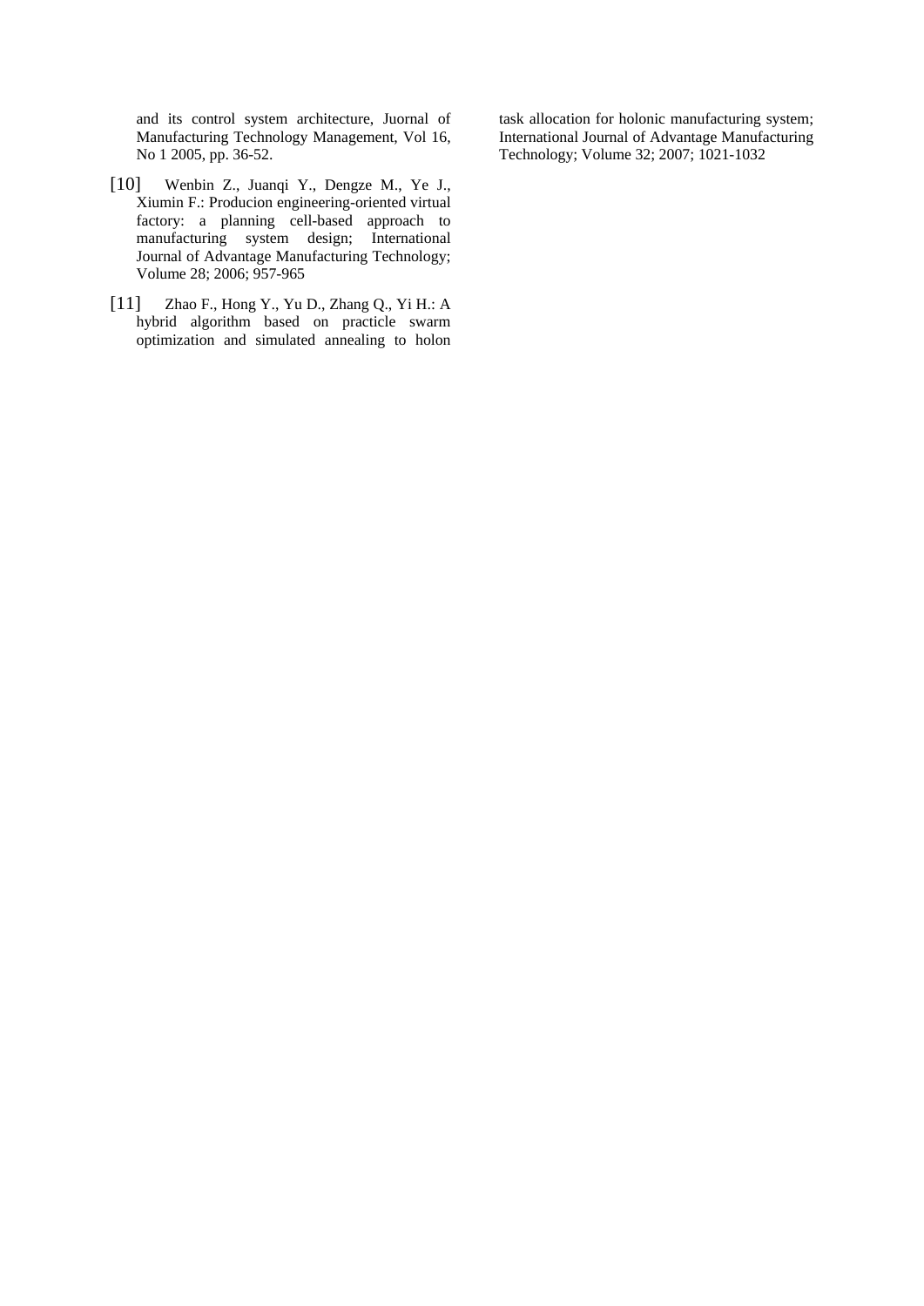and its control system architecture, Juornal of Manufacturing Technology Management, Vol 16, No 1 2005, pp. 36-52.

[10] Wenbin Z., Juanqi Y., Dengze M., Ye J., Xiumin F.: Producion engineering-oriented virtual factory: a planning cell-based approach to manufacturing system design; International Journal of Advantage Manufacturing Technology; Volume 28; 2006; 957-965

[11] Zhao F., Hong Y., Yu D., Zhang Q., Yi H.: A hybrid algorithm based on practicle swarm optimization and simulated annealing to holon task allocation for holonic manufacturing system; International Journal of Advantage Manufacturing Technology; Volume 32; 2007; 1021-1032